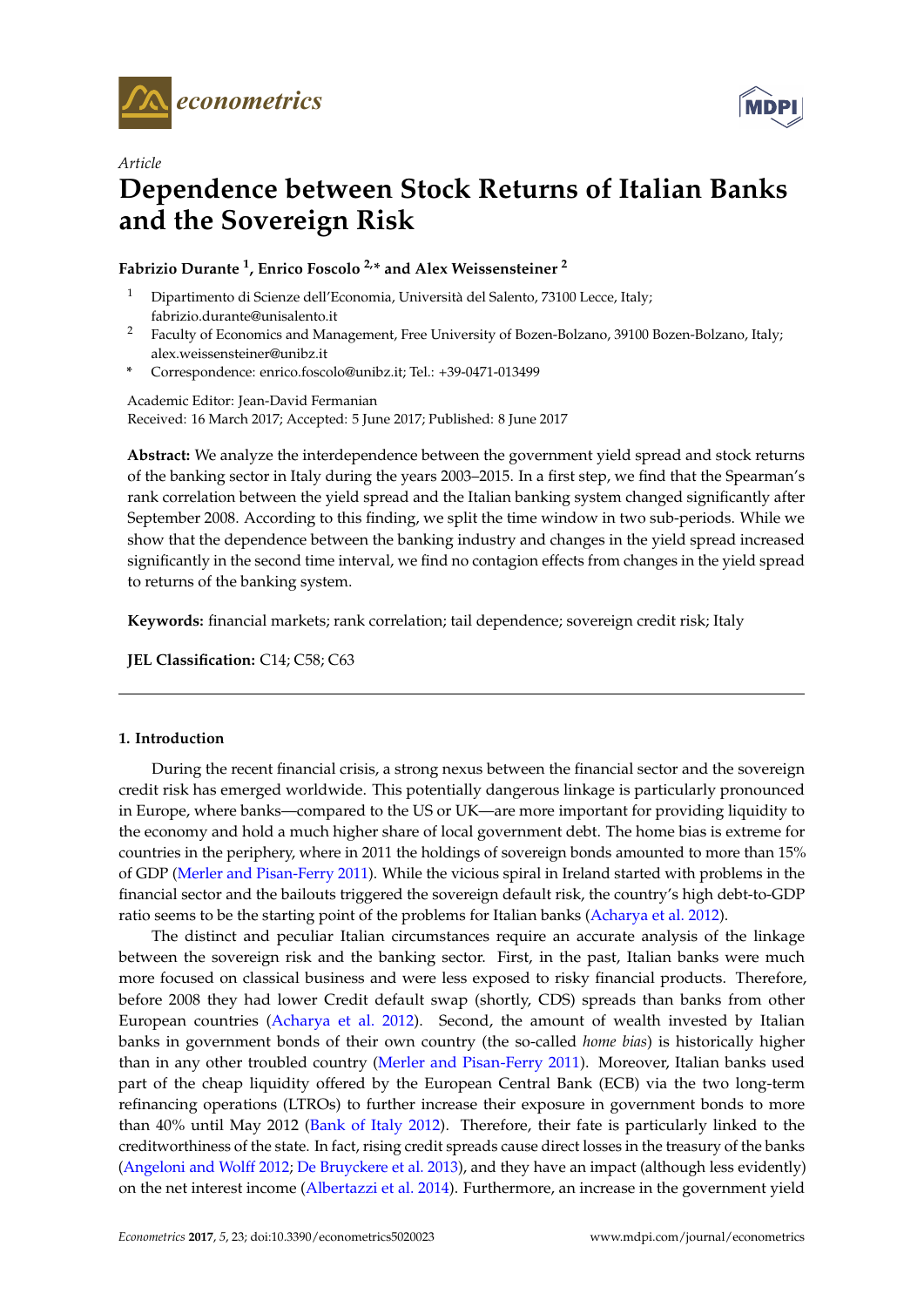*Article*

# Dependence between Stock Returns of Italian Banks and the Sovereign Risk

**Fabrizio Durante [1], Enrico Foscolo [2,*] and Alex Weissensteiner [2]**

[1] Dipartimento di Scienze dell'Economia, Università del Salento, 73100 Lecce, Italy; fabrizio.durante@unisalento.it

[2] Faculty of Economics and Management, Free University of Bozen-Bolzano, 39100 Bozen-Bolzano, Italy; alex.weissensteiner@unibz.it

\* Correspondence: enrico.foscolo@unibz.it; Tel.: +39-0471-013499

Academic Editor: Jean-David Fermanian
Received: 16 March 2017; Accepted: 5 June 2017; Published: 8 June 2017

**Abstract:** We analyze the interdependence between the government yield spread and stock returns of the banking sector in Italy during the years 2003–2015. In a first step, we find that the Spearman's rank correlation between the yield spread and the Italian banking system changed significantly after September 2008. According to this finding, we split the time window in two sub-periods. While we show that the dependence between the banking industry and changes in the yield spread increased significantly in the second time interval, we find no contagion effects from changes in the yield spread to returns of the banking system.

**Keywords:** financial markets; rank correlation; tail dependence; sovereign credit risk; Italy

**JEL Classification:** C14; C58; C63

## 1. Introduction

During the recent financial crisis, a strong nexus between the financial sector and the sovereign credit risk has emerged worldwide. This potentially dangerous linkage is particularly pronounced in Europe, where banks—compared to the US or UK—are more important for providing liquidity to the economy and hold a much higher share of local government debt. The home bias is extreme for countries in the periphery, where in 2011 the holdings of sovereign bonds amounted to more than 15% of GDP (Merler and Pisan-Ferry 2011). While the vicious spiral in Ireland started with problems in the financial sector and the bailouts triggered the sovereign default risk, the country's high debt-to-GDP ratio seems to be the starting point of the problems for Italian banks (Acharya et al. 2012).

The distinct and peculiar Italian circumstances require an accurate analysis of the linkage between the sovereign risk and the banking sector. First, in the past, Italian banks were much more focused on classical business and were less exposed to risky financial products. Therefore, before 2008 they had lower Credit default swap (shortly, CDS) spreads than banks from other European countries (Acharya et al. 2012). Second, the amount of wealth invested by Italian banks in government bonds of their own country (the so-called *home bias*) is historically higher than in any other troubled country (Merler and Pisan-Ferry 2011). Moreover, Italian banks used part of the cheap liquidity offered by the European Central Bank (ECB) via the two long-term refinancing operations (LTROs) to further increase their exposure in government bonds to more than 40% until May 2012 (Bank of Italy 2012). Therefore, their fate is particularly linked to the creditworthiness of the state. In fact, rising credit spreads cause direct losses in the treasury of the banks (Angeloni and Wolff 2012; De Bruyckere et al. 2013), and they have an impact (although less evidently) on the net interest income (Albertazzi et al. 2014). Furthermore, an increase in the government yield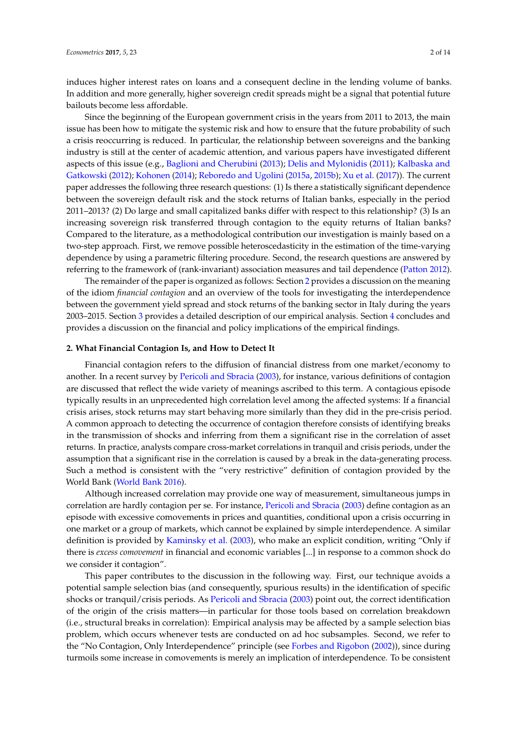induces higher interest rates on loans and a consequent decline in the lending volume of banks. In addition and more generally, higher sovereign credit spreads might be a signal that potential future bailouts become less affordable.

Since the beginning of the European government crisis in the years from 2011 to 2013, the main issue has been how to mitigate the systemic risk and how to ensure that the future probability of such a crisis reoccurring is reduced. In particular, the relationship between sovereigns and the banking industry is still at the center of academic attention, and various papers have investigated different aspects of this issue (e.g., Baglioni and Cherubini (2013); Delis and Mylonidis (2011); Kalbaska and Gatkowski (2012); Kohonen (2014); Reboredo and Ugolini (2015a, 2015b); Xu et al. (2017)). The current paper addresses the following three research questions: (1) Is there a statistically significant dependence between the sovereign default risk and the stock returns of Italian banks, especially in the period 2011–2013? (2) Do large and small capitalized banks differ with respect to this relationship? (3) Is an increasing sovereign risk transferred through contagion to the equity returns of Italian banks? Compared to the literature, as a methodological contribution our investigation is mainly based on a two-step approach. First, we remove possible heteroscedasticity in the estimation of the time-varying dependence by using a parametric filtering procedure. Second, the research questions are answered by referring to the framework of (rank-invariant) association measures and tail dependence (Patton 2012).

The remainder of the paper is organized as follows: Section 2 provides a discussion on the meaning of the idiom *financial contagion* and an overview of the tools for investigating the interdependence between the government yield spread and stock returns of the banking sector in Italy during the years 2003–2015. Section 3 provides a detailed description of our empirical analysis. Section 4 concludes and provides a discussion on the financial and policy implications of the empirical findings.

## 2. What Financial Contagion Is, and How to Detect It

Financial contagion refers to the diffusion of financial distress from one market/economy to another. In a recent survey by Pericoli and Sbracia (2003), for instance, various definitions of contagion are discussed that reflect the wide variety of meanings ascribed to this term. A contagious episode typically results in an unprecedented high correlation level among the affected systems: If a financial crisis arises, stock returns may start behaving more similarly than they did in the pre-crisis period. A common approach to detecting the occurrence of contagion therefore consists of identifying breaks in the transmission of shocks and inferring from them a significant rise in the correlation of asset returns. In practice, analysts compare cross-market correlations in tranquil and crisis periods, under the assumption that a significant rise in the correlation is caused by a break in the data-generating process. Such a method is consistent with the "very restrictive" definition of contagion provided by the World Bank (World Bank 2016).

Although increased correlation may provide one way of measurement, simultaneous jumps in correlation are hardly contagion per se. For instance, Pericoli and Sbracia (2003) define contagion as an episode with excessive comovements in prices and quantities, conditional upon a crisis occurring in one market or a group of markets, which cannot be explained by simple interdependence. A similar definition is provided by Kaminsky et al. (2003), who make an explicit condition, writing "Only if there is *excess comovement* in financial and economic variables [...] in response to a common shock do we consider it contagion".

This paper contributes to the discussion in the following way. First, our technique avoids a potential sample selection bias (and consequently, spurious results) in the identification of specific shocks or tranquil/crisis periods. As Pericoli and Sbracia (2003) point out, the correct identification of the origin of the crisis matters—in particular for those tools based on correlation breakdown (i.e., structural breaks in correlation): Empirical analysis may be affected by a sample selection bias problem, which occurs whenever tests are conducted on ad hoc subsamples. Second, we refer to the "No Contagion, Only Interdependence" principle (see Forbes and Rigobon (2002)), since during turmoils some increase in comovements is merely an implication of interdependence. To be consistent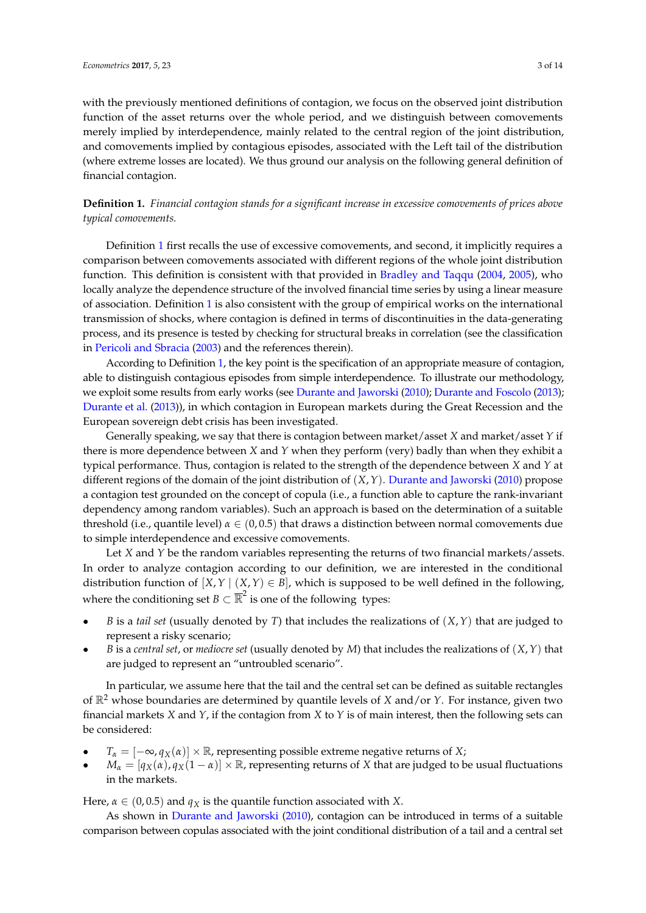with the previously mentioned definitions of contagion, we focus on the observed joint distribution function of the asset returns over the whole period, and we distinguish between comovements merely implied by interdependence, mainly related to the central region of the joint distribution, and comovements implied by contagious episodes, associated with the Left tail of the distribution (where extreme losses are located). We thus ground our analysis on the following general definition of financial contagion.

**Definition 1.** *Financial contagion stands for a significant increase in excessive comovements of prices above typical comovements.*

Definition 1 first recalls the use of excessive comovements, and second, it implicitly requires a comparison between comovements associated with different regions of the whole joint distribution function. This definition is consistent with that provided in Bradley and Taqqu (2004, 2005), who locally analyze the dependence structure of the involved financial time series by using a linear measure of association. Definition 1 is also consistent with the group of empirical works on the international transmission of shocks, where contagion is defined in terms of discontinuities in the data-generating process, and its presence is tested by checking for structural breaks in correlation (see the classification in Pericoli and Sbracia (2003) and the references therein).

According to Definition 1, the key point is the specification of an appropriate measure of contagion, able to distinguish contagious episodes from simple interdependence. To illustrate our methodology, we exploit some results from early works (see Durante and Jaworski (2010); Durante and Foscolo (2013); Durante et al. (2013)), in which contagion in European markets during the Great Recession and the European sovereign debt crisis has been investigated.

Generally speaking, we say that there is contagion between market/asset $X$ and market/asset $Y$ if there is more dependence between $X$ and $Y$ when they perform (very) badly than when they exhibit a typical performance. Thus, contagion is related to the strength of the dependence between $X$ and $Y$ at different regions of the domain of the joint distribution of $(X, Y)$. Durante and Jaworski (2010) propose a contagion test grounded on the concept of copula (i.e., a function able to capture the rank-invariant dependency among random variables). Such an approach is based on the determination of a suitable threshold (i.e., quantile level) $\alpha \in (0, 0.5)$ that draws a distinction between normal comovements due to simple interdependence and excessive comovements.

Let $X$ and $Y$ be the random variables representing the returns of two financial markets/assets. In order to analyze contagion according to our definition, we are interested in the conditional distribution function of $[X, Y \mid (X, Y) \in B]$, which is supposed to be well defined in the following, where the conditioning set $B \subset \overline{\mathbb{R}}^2$ is one of the following types:

- $B$ is a *tail set* (usually denoted by $T$) that includes the realizations of $(X, Y)$ that are judged to represent a risky scenario;
- $B$ is a *central set*, or *mediocre set* (usually denoted by $M$) that includes the realizations of $(X, Y)$ that are judged to represent an "untroubled scenario".

In particular, we assume here that the tail and the central set can be defined as suitable rectangles of $\mathbb{R}^2$ whose boundaries are determined by quantile levels of $X$ and/or $Y$. For instance, given two financial markets $X$ and $Y$, if the contagion from $X$ to $Y$ is of main interest, then the following sets can be considered:

- $T_\alpha = [-\infty, q_X(\alpha)] \times \mathbb{R}$, representing possible extreme negative returns of $X$;
- $M_\alpha = [q_X(\alpha), q_X(1-\alpha)] \times \mathbb{R}$, representing returns of $X$ that are judged to be usual fluctuations in the markets.

Here, $\alpha \in (0, 0.5)$ and $q_X$ is the quantile function associated with $X$.

As shown in Durante and Jaworski (2010), contagion can be introduced in terms of a suitable comparison between copulas associated with the joint conditional distribution of a tail and a central set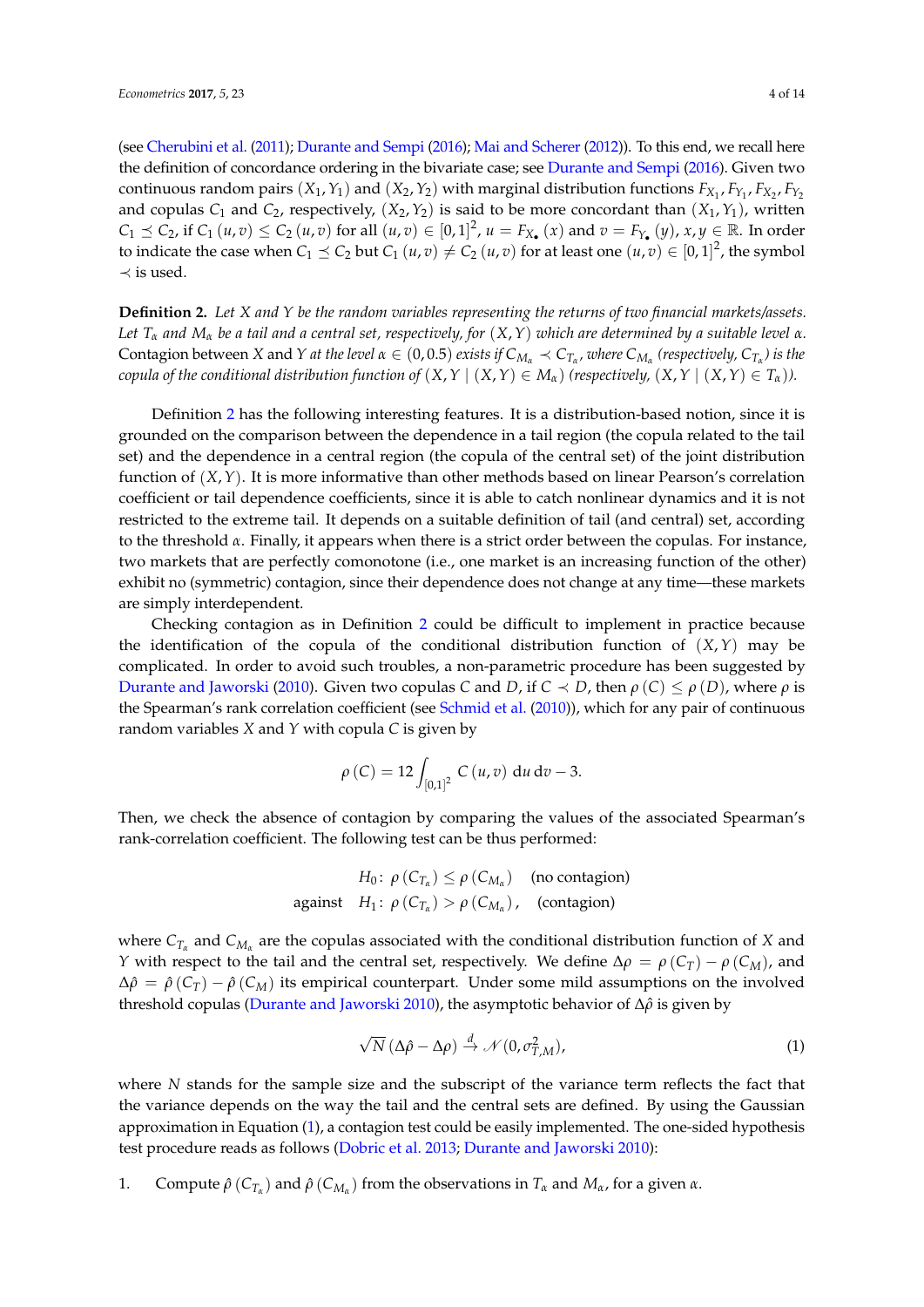(see Cherubini et al. (2011); Durante and Sempi (2016); Mai and Scherer (2012)). To this end, we recall here the definition of concordance ordering in the bivariate case; see Durante and Sempi (2016). Given two continuous random pairs $(X_1, Y_1)$ and $(X_2, Y_2)$ with marginal distribution functions $F_{X_1}, F_{Y_1}, F_{X_2}, F_{Y_2}$ and copulas $C_1$ and $C_2$, respectively, $(X_2, Y_2)$ is said to be more concordant than $(X_1, Y_1)$, written $C_1 \preceq C_2$, if $C_1(u, v) \leq C_2(u, v)$ for all $(u, v) \in [0, 1]^2$, $u = F_{X_\bullet}(x)$ and $v = F_{Y_\bullet}(y)$, $x, y \in \mathbb{R}$. In order to indicate the case when $C_1 \preceq C_2$ but $C_1(u, v) \neq C_2(u, v)$ for at least one $(u, v) \in [0, 1]^2$, the symbol $\prec$ is used.

**Definition 2.** *Let $X$ and $Y$ be the random variables representing the returns of two financial markets/assets. Let $T_\alpha$ and $M_\alpha$ be a tail and a central set, respectively, for $(X, Y)$ which are determined by a suitable level $\alpha$.* Contagion between $X$ and $Y$ *at the level $\alpha \in (0, 0.5)$ exists if $C_{M_\alpha} \prec C_{T_\alpha}$, where $C_{M_\alpha}$ (respectively, $C_{T_\alpha}$) is the copula of the conditional distribution function of $(X, Y \mid (X, Y) \in M_\alpha)$ (respectively, $(X, Y \mid (X, Y) \in T_\alpha)$).*

Definition 2 has the following interesting features. It is a distribution-based notion, since it is grounded on the comparison between the dependence in a tail region (the copula related to the tail set) and the dependence in a central region (the copula of the central set) of the joint distribution function of $(X, Y)$. It is more informative than other methods based on linear Pearson's correlation coefficient or tail dependence coefficients, since it is able to catch nonlinear dynamics and it is not restricted to the extreme tail. It depends on a suitable definition of tail (and central) set, according to the threshold $\alpha$. Finally, it appears when there is a strict order between the copulas. For instance, two markets that are perfectly comonotone (i.e., one market is an increasing function of the other) exhibit no (symmetric) contagion, since their dependence does not change at any time—these markets are simply interdependent.

Checking contagion as in Definition 2 could be difficult to implement in practice because the identification of the copula of the conditional distribution function of $(X, Y)$ may be complicated. In order to avoid such troubles, a non-parametric procedure has been suggested by Durante and Jaworski (2010). Given two copulas $C$ and $D$, if $C \prec D$, then $\rho(C) \leq \rho(D)$, where $\rho$ is the Spearman's rank correlation coefficient (see Schmid et al. (2010)), which for any pair of continuous random variables $X$ and $Y$ with copula $C$ is given by

$$\rho(C) = 12 \int_{[0,1]^2} C(u, v) \, \mathrm{d}u \, \mathrm{d}v - 3.$$

Then, we check the absence of contagion by comparing the values of the associated Spearman's rank-correlation coefficient. The following test can be thus performed:

$$\begin{aligned} & H_0\colon \ \rho(C_{T_\alpha}) \leq \rho(C_{M_\alpha}) \quad \text{(no contagion)} \\ \text{against} \quad & H_1\colon \ \rho(C_{T_\alpha}) > \rho(C_{M_\alpha}), \quad \text{(contagion)} \end{aligned}$$

where $C_{T_\alpha}$ and $C_{M_\alpha}$ are the copulas associated with the conditional distribution function of $X$ and $Y$ with respect to the tail and the central set, respectively. We define $\Delta\rho = \rho(C_T) - \rho(C_M)$, and $\Delta\hat{\rho} = \hat{\rho}(C_T) - \hat{\rho}(C_M)$ its empirical counterpart. Under some mild assumptions on the involved threshold copulas (Durante and Jaworski 2010), the asymptotic behavior of $\Delta\hat{\rho}$ is given by

$$\sqrt{N}\,(\Delta\hat{\rho} - \Delta\rho) \xrightarrow{d} \mathcal{N}(0, \sigma^2_{T,M}), \tag{1}$$

where $N$ stands for the sample size and the subscript of the variance term reflects the fact that the variance depends on the way the tail and the central sets are defined. By using the Gaussian approximation in Equation (1), a contagion test could be easily implemented. The one-sided hypothesis test procedure reads as follows (Dobric et al. 2013; Durante and Jaworski 2010):

1. Compute $\hat{\rho}(C_{T_\alpha})$ and $\hat{\rho}(C_{M_\alpha})$ from the observations in $T_\alpha$ and $M_\alpha$, for a given $\alpha$.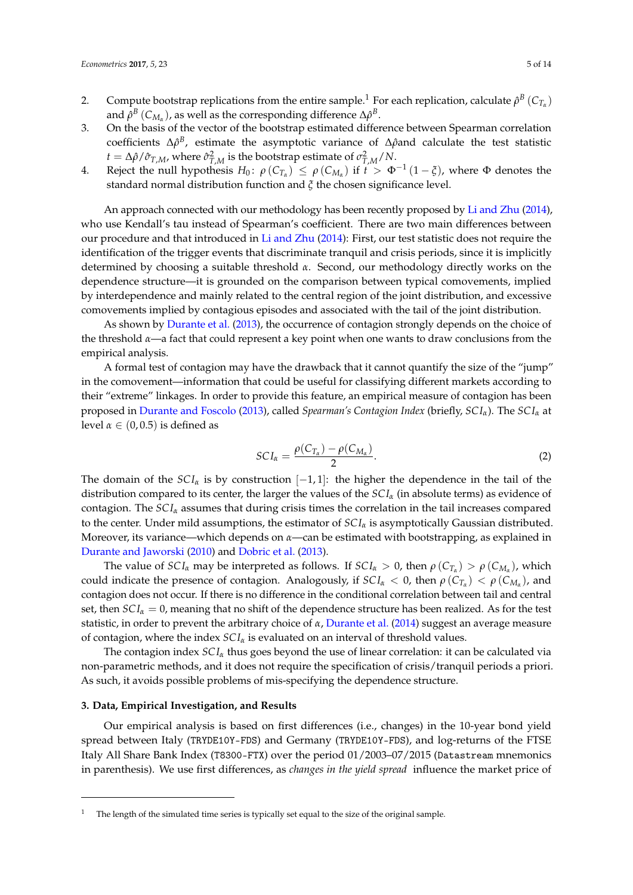2. Compute bootstrap replications from the entire sample.[1] For each replication, calculate $\hat{\rho}^B(C_{T_\alpha})$ and $\hat{\rho}^B(C_{M_\alpha})$, as well as the corresponding difference $\Delta\hat{\rho}^B$.
3. On the basis of the vector of the bootstrap estimated difference between Spearman correlation coefficients $\Delta\hat{\rho}^B$, estimate the asymptotic variance of $\Delta\hat{\rho}$and calculate the test statistic $t = \Delta\hat{\rho}/\hat{\sigma}_{T,M}$, where $\hat{\sigma}^2_{T,M}$ is the bootstrap estimate of $\sigma^2_{T,M}/N$.
4. Reject the null hypothesis $H_0\colon \rho(C_{T_\alpha}) \leq \rho(C_{M_\alpha})$ if $t > \Phi^{-1}(1-\xi)$, where $\Phi$ denotes the standard normal distribution function and $\xi$ the chosen significance level.

An approach connected with our methodology has been recently proposed by Li and Zhu (2014), who use Kendall's tau instead of Spearman's coefficient. There are two main differences between our procedure and that introduced in Li and Zhu (2014): First, our test statistic does not require the identification of the trigger events that discriminate tranquil and crisis periods, since it is implicitly determined by choosing a suitable threshold $\alpha$. Second, our methodology directly works on the dependence structure—it is grounded on the comparison between typical comovements, implied by interdependence and mainly related to the central region of the joint distribution, and excessive comovements implied by contagious episodes and associated with the tail of the joint distribution.

As shown by Durante et al. (2013), the occurrence of contagion strongly depends on the choice of the threshold $\alpha$—a fact that could represent a key point when one wants to draw conclusions from the empirical analysis.

A formal test of contagion may have the drawback that it cannot quantify the size of the "jump" in the comovement—information that could be useful for classifying different markets according to their "extreme" linkages. In order to provide this feature, an empirical measure of contagion has been proposed in Durante and Foscolo (2013), called *Spearman's Contagion Index* (briefly, $SCI_\alpha$). The $SCI_\alpha$ at level $\alpha \in (0, 0.5)$ is defined as

$$SCI_\alpha = \frac{\rho(C_{T_\alpha}) - \rho(C_{M_\alpha})}{2}. \tag{2}$$

The domain of the $SCI_\alpha$ is by construction $[-1, 1]$: the higher the dependence in the tail of the distribution compared to its center, the larger the values of the $SCI_\alpha$ (in absolute terms) as evidence of contagion. The $SCI_\alpha$ assumes that during crisis times the correlation in the tail increases compared to the center. Under mild assumptions, the estimator of $SCI_\alpha$ is asymptotically Gaussian distributed. Moreover, its variance—which depends on $\alpha$—can be estimated with bootstrapping, as explained in Durante and Jaworski (2010) and Dobric et al. (2013).

The value of $SCI_\alpha$ may be interpreted as follows. If $SCI_\alpha > 0$, then $\rho(C_{T_\alpha}) > \rho(C_{M_\alpha})$, which could indicate the presence of contagion. Analogously, if $SCI_\alpha < 0$, then $\rho(C_{T_\alpha}) < \rho(C_{M_\alpha})$, and contagion does not occur. If there is no difference in the conditional correlation between tail and central set, then $SCI_\alpha = 0$, meaning that no shift of the dependence structure has been realized. As for the test statistic, in order to prevent the arbitrary choice of $\alpha$, Durante et al. (2014) suggest an average measure of contagion, where the index $SCI_\alpha$ is evaluated on an interval of threshold values.

The contagion index $SCI_\alpha$ thus goes beyond the use of linear correlation: it can be calculated via non-parametric methods, and it does not require the specification of crisis/tranquil periods a priori. As such, it avoids possible problems of mis-specifying the dependence structure.

### 3. Data, Empirical Investigation, and Results

Our empirical analysis is based on first differences (i.e., changes) in the 10-year bond yield spread between Italy (`TRYDE10Y-FDS`) and Germany (`TRYDE10Y-FDS`), and log-returns of the FTSE Italy All Share Bank Index (`T8300-FTX`) over the period 01/2003–07/2015 (`Datastream` mnemonics in parenthesis). We use first differences, as *changes in the yield spread* influence the market price of

[1] The length of the simulated time series is typically set equal to the size of the original sample.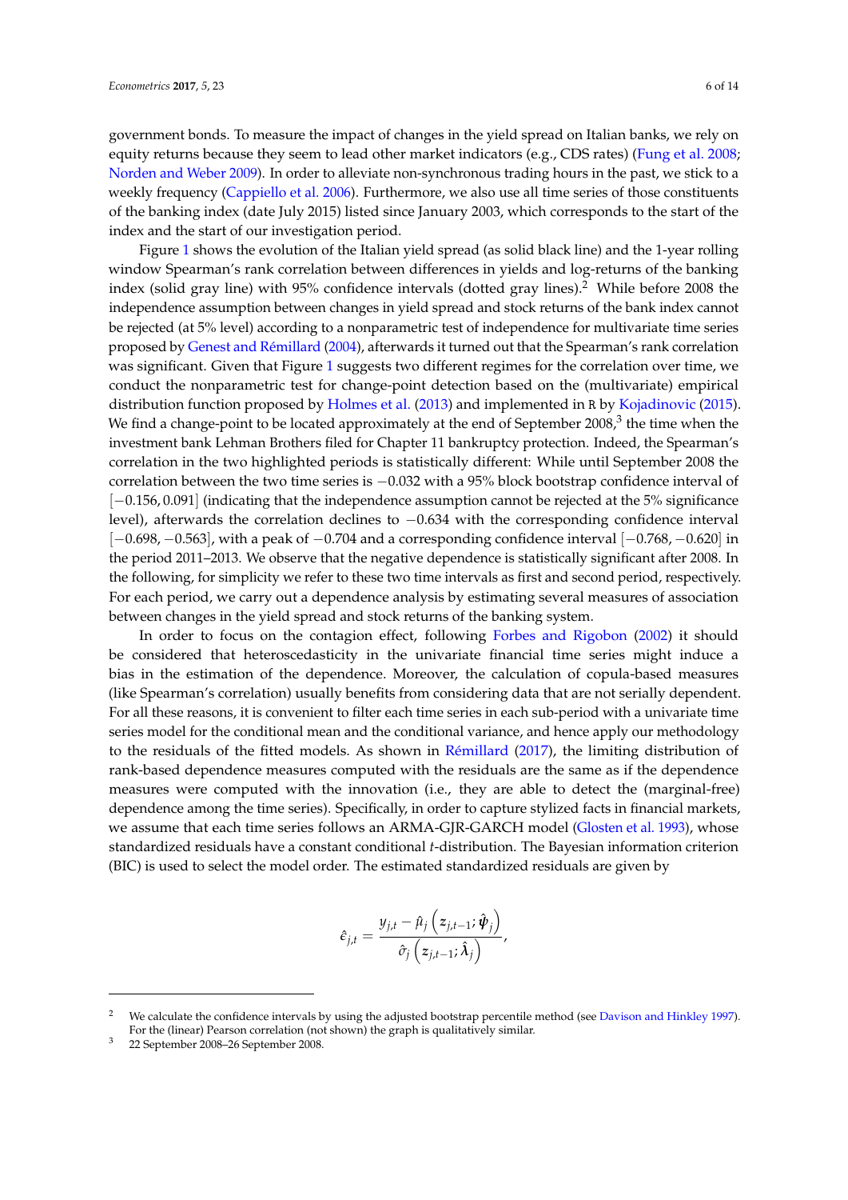government bonds. To measure the impact of changes in the yield spread on Italian banks, we rely on equity returns because they seem to lead other market indicators (e.g., CDS rates) (Fung et al. 2008; Norden and Weber 2009). In order to alleviate non-synchronous trading hours in the past, we stick to a weekly frequency (Cappiello et al. 2006). Furthermore, we also use all time series of those constituents of the banking index (date July 2015) listed since January 2003, which corresponds to the start of the index and the start of our investigation period.

Figure 1 shows the evolution of the Italian yield spread (as solid black line) and the 1-year rolling window Spearman's rank correlation between differences in yields and log-returns of the banking index (solid gray line) with 95% confidence intervals (dotted gray lines).[2] While before 2008 the independence assumption between changes in yield spread and stock returns of the bank index cannot be rejected (at 5% level) according to a nonparametric test of independence for multivariate time series proposed by Genest and Rémillard (2004), afterwards it turned out that the Spearman's rank correlation was significant. Given that Figure 1 suggests two different regimes for the correlation over time, we conduct the nonparametric test for change-point detection based on the (multivariate) empirical distribution function proposed by Holmes et al. (2013) and implemented in R by Kojadinovic (2015). We find a change-point to be located approximately at the end of September 2008,[3] the time when the investment bank Lehman Brothers filed for Chapter 11 bankruptcy protection. Indeed, the Spearman's correlation in the two highlighted periods is statistically different: While until September 2008 the correlation between the two time series is $-0.032$ with a 95% block bootstrap confidence interval of $[-0.156, 0.091]$ (indicating that the independence assumption cannot be rejected at the 5% significance level), afterwards the correlation declines to $-0.634$ with the corresponding confidence interval $[-0.698, -0.563]$, with a peak of $-0.704$ and a corresponding confidence interval $[-0.768, -0.620]$ in the period 2011–2013. We observe that the negative dependence is statistically significant after 2008. In the following, for simplicity we refer to these two time intervals as first and second period, respectively. For each period, we carry out a dependence analysis by estimating several measures of association between changes in the yield spread and stock returns of the banking system.

In order to focus on the contagion effect, following Forbes and Rigobon (2002) it should be considered that heteroscedasticity in the univariate financial time series might induce a bias in the estimation of the dependence. Moreover, the calculation of copula-based measures (like Spearman's correlation) usually benefits from considering data that are not serially dependent. For all these reasons, it is convenient to filter each time series in each sub-period with a univariate time series model for the conditional mean and the conditional variance, and hence apply our methodology to the residuals of the fitted models. As shown in Rémillard (2017), the limiting distribution of rank-based dependence measures computed with the residuals are the same as if the dependence measures were computed with the innovation (i.e., they are able to detect the (marginal-free) dependence among the time series). Specifically, in order to capture stylized facts in financial markets, we assume that each time series follows an ARMA-GJR-GARCH model (Glosten et al. 1993), whose standardized residuals have a constant conditional $t$-distribution. The Bayesian information criterion (BIC) is used to select the model order. The estimated standardized residuals are given by

$$\hat{\epsilon}_{j,t} = \frac{y_{j,t} - \hat{\mu}_j\left(z_{j,t-1}; \hat{\boldsymbol{\psi}}_j\right)}{\hat{\sigma}_j\left(z_{j,t-1}; \hat{\boldsymbol{\lambda}}_j\right)},$$

---

[2] We calculate the confidence intervals by using the adjusted bootstrap percentile method (see Davison and Hinkley 1997). For the (linear) Pearson correlation (not shown) the graph is qualitatively similar.

[3] 22 September 2008–26 September 2008.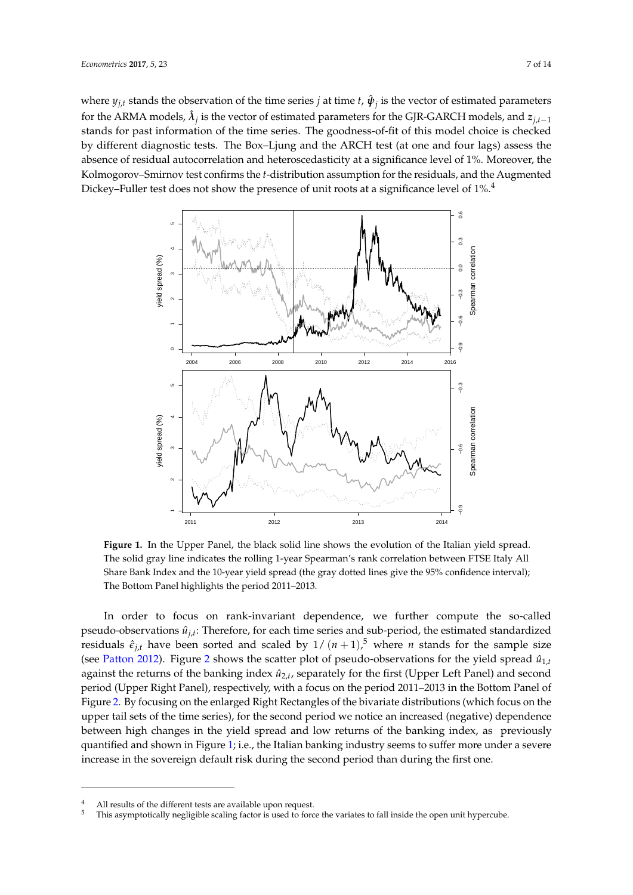where $y_{j,t}$ stands the observation of the time series $j$ at time $t$, $\hat{\boldsymbol{\psi}}_j$ is the vector of estimated parameters for the ARMA models, $\hat{\boldsymbol{\lambda}}_j$ is the vector of estimated parameters for the GJR-GARCH models, and $z_{j,t-1}$ stands for past information of the time series. The goodness-of-fit of this model choice is checked by different diagnostic tests. The Box–Ljung and the ARCH test (at one and four lags) assess the absence of residual autocorrelation and heteroscedasticity at a significance level of 1%. Moreover, the Kolmogorov–Smirnov test confirms the $t$-distribution assumption for the residuals, and the Augmented Dickey–Fuller test does not show the presence of unit roots at a significance level of 1%.[4]

**Figure 1.** In the Upper Panel, the black solid line shows the evolution of the Italian yield spread. The solid gray line indicates the rolling 1-year Spearman's rank correlation between FTSE Italy All Share Bank Index and the 10-year yield spread (the gray dotted lines give the 95% confidence interval); The Bottom Panel highlights the period 2011–2013.

In order to focus on rank-invariant dependence, we further compute the so-called pseudo-observations $\hat{u}_{j,t}$: Therefore, for each time series and sub-period, the estimated standardized residuals $\hat{\epsilon}_{j,t}$ have been sorted and scaled by $1/(n+1)$,[5] where $n$ stands for the sample size (see Patton 2012). Figure 2 shows the scatter plot of pseudo-observations for the yield spread $\hat{u}_{1,t}$ against the returns of the banking index $\hat{u}_{2,t}$, separately for the first (Upper Left Panel) and second period (Upper Right Panel), respectively, with a focus on the period 2011–2013 in the Bottom Panel of Figure 2. By focusing on the enlarged Right Rectangles of the bivariate distributions (which focus on the upper tail sets of the time series), for the second period we notice an increased (negative) dependence between high changes in the yield spread and low returns of the banking index, as previously quantified and shown in Figure 1; i.e., the Italian banking industry seems to suffer more under a severe increase in the sovereign default risk during the second period than during the first one.

[4] All results of the different tests are available upon request.

[5] This asymptotically negligible scaling factor is used to force the variates to fall inside the open unit hypercube.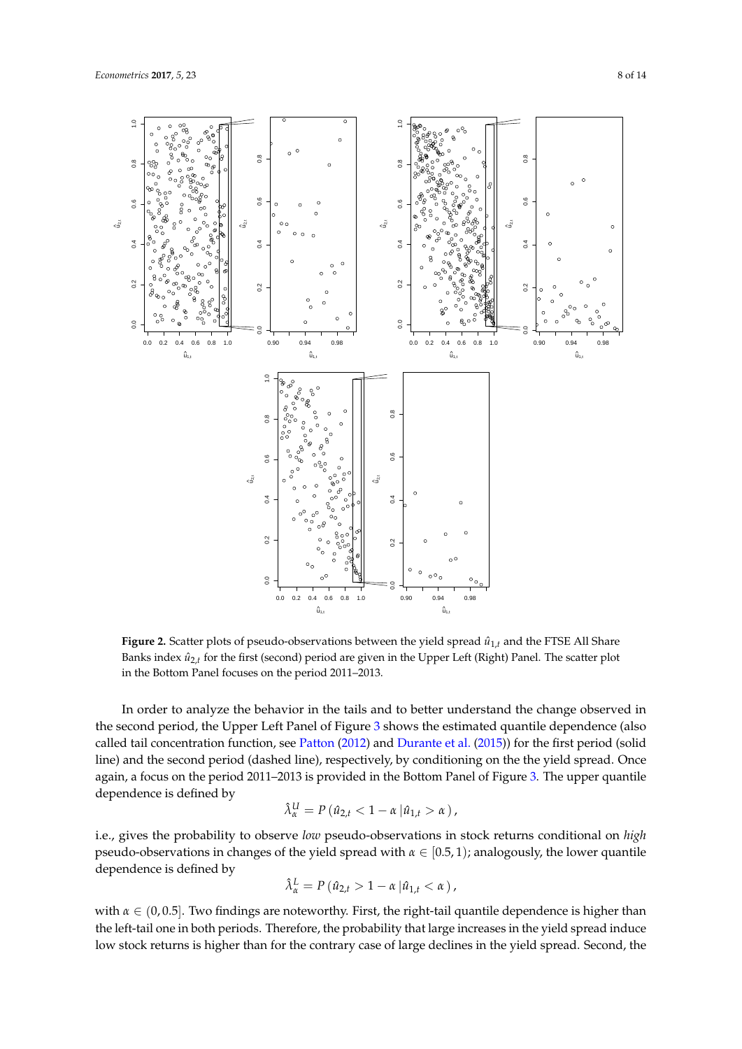**Figure 2.** Scatter plots of pseudo-observations between the yield spread $\hat{u}_{1,t}$ and the FTSE All Share Banks index $\hat{u}_{2,t}$ for the first (second) period are given in the Upper Left (Right) Panel. The scatter plot in the Bottom Panel focuses on the period 2011–2013.

In order to analyze the behavior in the tails and to better understand the change observed in the second period, the Upper Left Panel of Figure 3 shows the estimated quantile dependence (also called tail concentration function, see Patton (2012) and Durante et al. (2015)) for the first period (solid line) and the second period (dashed line), respectively, by conditioning on the the yield spread. Once again, a focus on the period 2011–2013 is provided in the Bottom Panel of Figure 3. The upper quantile dependence is defined by

$$\hat{\lambda}^U_\alpha = P\left(\hat{u}_{2,t} < 1 - \alpha \,|\hat{u}_{1,t} > \alpha\right),$$

i.e., gives the probability to observe *low* pseudo-observations in stock returns conditional on *high* pseudo-observations in changes of the yield spread with $\alpha \in [0.5, 1)$; analogously, the lower quantile dependence is defined by

$$\hat{\lambda}^L_\alpha = P\left(\hat{u}_{2,t} > 1 - \alpha \,|\hat{u}_{1,t} < \alpha\right),$$

with $\alpha \in (0, 0.5]$. Two findings are noteworthy. First, the right-tail quantile dependence is higher than the left-tail one in both periods. Therefore, the probability that large increases in the yield spread induce low stock returns is higher than for the contrary case of large declines in the yield spread. Second, the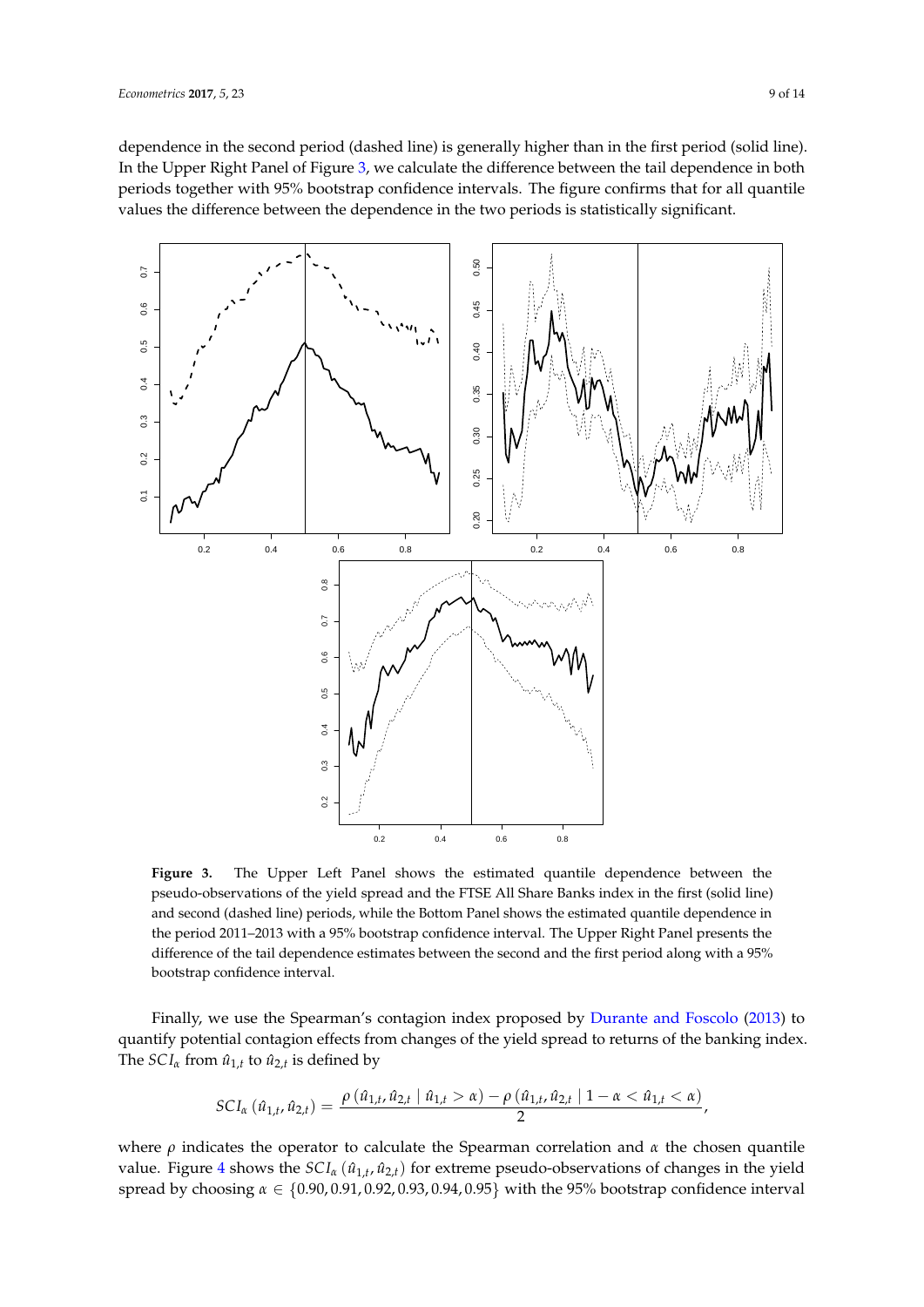dependence in the second period (dashed line) is generally higher than in the first period (solid line). In the Upper Right Panel of Figure 3, we calculate the difference between the tail dependence in both periods together with 95% bootstrap confidence intervals. The figure confirms that for all quantile values the difference between the dependence in the two periods is statistically significant.

**Figure 3.** The Upper Left Panel shows the estimated quantile dependence between the pseudo-observations of the yield spread and the FTSE All Share Banks index in the first (solid line) and second (dashed line) periods, while the Bottom Panel shows the estimated quantile dependence in the period 2011–2013 with a 95% bootstrap confidence interval. The Upper Right Panel presents the difference of the tail dependence estimates between the second and the first period along with a 95% bootstrap confidence interval.

Finally, we use the Spearman's contagion index proposed by Durante and Foscolo (2013) to quantify potential contagion effects from changes of the yield spread to returns of the banking index. The $SCI_{\alpha}$ from $\hat{u}_{1,t}$ to $\hat{u}_{2,t}$ is defined by

$$SCI_{\alpha}\left(\hat{u}_{1,t}, \hat{u}_{2,t}\right) = \frac{\rho\left(\hat{u}_{1,t}, \hat{u}_{2,t} \mid \hat{u}_{1,t} > \alpha\right) - \rho\left(\hat{u}_{1,t}, \hat{u}_{2,t} \mid 1 - \alpha < \hat{u}_{1,t} < \alpha\right)}{2},$$

where $\rho$ indicates the operator to calculate the Spearman correlation and $\alpha$ the chosen quantile value. Figure 4 shows the $SCI_{\alpha}\left(\hat{u}_{1,t}, \hat{u}_{2,t}\right)$ for extreme pseudo-observations of changes in the yield spread by choosing $\alpha \in \{0.90, 0.91, 0.92, 0.93, 0.94, 0.95\}$ with the 95% bootstrap confidence interval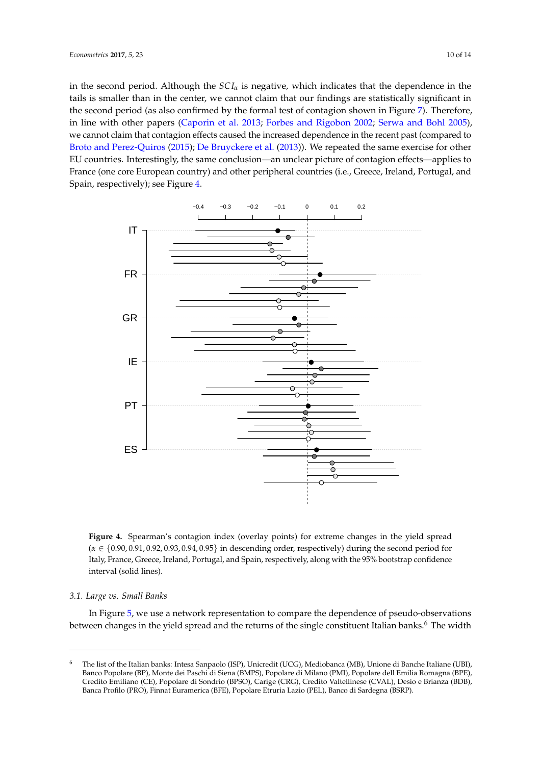in the second period. Although the $SCI_\alpha$ is negative, which indicates that the dependence in the tails is smaller than in the center, we cannot claim that our findings are statistically significant in the second period (as also confirmed by the formal test of contagion shown in Figure 7). Therefore, in line with other papers (Caporin et al. 2013; Forbes and Rigobon 2002; Serwa and Bohl 2005), we cannot claim that contagion effects caused the increased dependence in the recent past (compared to Broto and Perez-Quiros (2015); De Bruyckere et al. (2013)). We repeated the same exercise for other EU countries. Interestingly, the same conclusion—an unclear picture of contagion effects—applies to France (one core European country) and other peripheral countries (i.e., Greece, Ireland, Portugal, and Spain, respectively); see Figure 4.

**Figure 4.** Spearman's contagion index (overlay points) for extreme changes in the yield spread ($\alpha \in \{0.90, 0.91, 0.92, 0.93, 0.94, 0.95\}$ in descending order, respectively) during the second period for Italy, France, Greece, Ireland, Portugal, and Spain, respectively, along with the 95% bootstrap confidence interval (solid lines).

### 3.1. Large vs. Small Banks

In Figure 5, we use a network representation to compare the dependence of pseudo-observations between changes in the yield spread and the returns of the single constituent Italian banks.[6] The width

[6] The list of the Italian banks: Intesa Sanpaolo (ISP), Unicredit (UCG), Mediobanca (MB), Unione di Banche Italiane (UBI), Banco Popolare (BP), Monte dei Paschi di Siena (BMPS), Popolare di Milano (PMI), Popolare dell Emilia Romagna (BPE), Credito Emiliano (CE), Popolare di Sondrio (BPSO), Carige (CRG), Credito Valtellinese (CVAL), Desio e Brianza (BDB), Banca Profilo (PRO), Finnat Euramerica (BFE), Popolare Etruria Lazio (PEL), Banco di Sardegna (BSRP).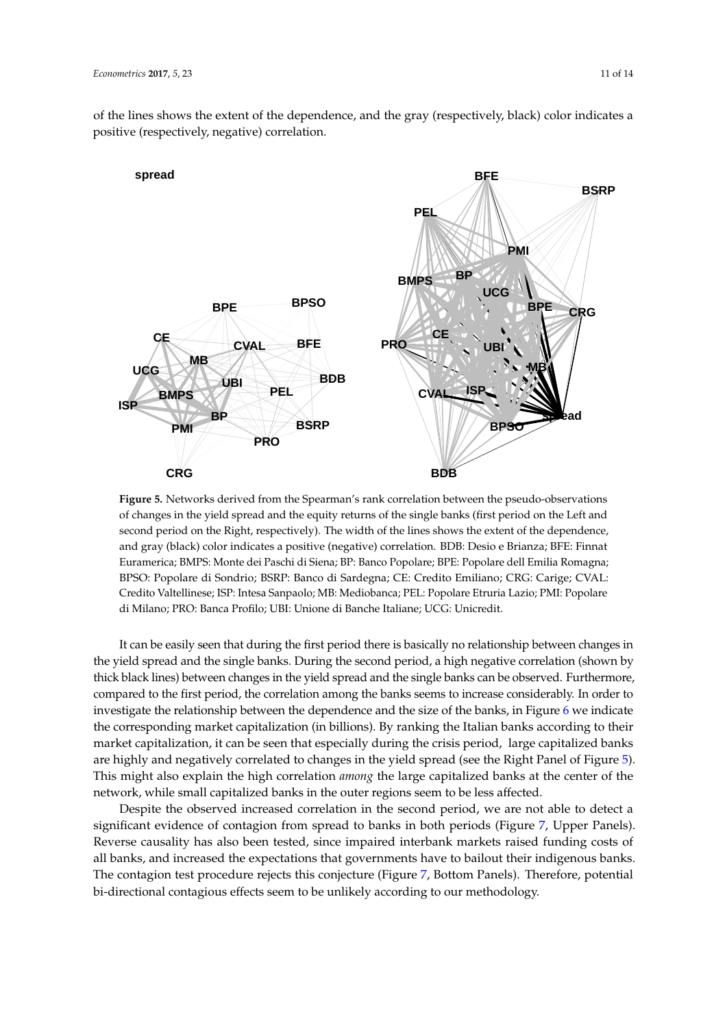of the lines shows the extent of the dependence, and the gray (respectively, black) color indicates a positive (respectively, negative) correlation.

**Figure 5.** Networks derived from the Spearman's rank correlation between the pseudo-observations of changes in the yield spread and the equity returns of the single banks (first period on the Left and second period on the Right, respectively). The width of the lines shows the extent of the dependence, and gray (black) color indicates a positive (negative) correlation. BDB: Desio e Brianza; BFE: Finnat Euramerica; BMPS: Monte dei Paschi di Siena; BP: Banco Popolare; BPE: Popolare dell Emilia Romagna; BPSO: Popolare di Sondrio; BSRP: Banco di Sardegna; CE: Credito Emiliano; CRG: Carige; CVAL: Credito Valtellinese; ISP: Intesa Sanpaolo; MB: Mediobanca; PEL: Popolare Etruria Lazio; PMI: Popolare di Milano; PRO: Banca Profilo; UBI: Unione di Banche Italiane; UCG: Unicredit.

It can be easily seen that during the first period there is basically no relationship between changes in the yield spread and the single banks. During the second period, a high negative correlation (shown by thick black lines) between changes in the yield spread and the single banks can be observed. Furthermore, compared to the first period, the correlation among the banks seems to increase considerably. In order to investigate the relationship between the dependence and the size of the banks, in Figure 6 we indicate the corresponding market capitalization (in billions). By ranking the Italian banks according to their market capitalization, it can be seen that especially during the crisis period, large capitalized banks are highly and negatively correlated to changes in the yield spread (see the Right Panel of Figure 5). This might also explain the high correlation *among* the large capitalized banks at the center of the network, while small capitalized banks in the outer regions seem to be less affected.

Despite the observed increased correlation in the second period, we are not able to detect a significant evidence of contagion from spread to banks in both periods (Figure 7, Upper Panels). Reverse causality has also been tested, since impaired interbank markets raised funding costs of all banks, and increased the expectations that governments have to bailout their indigenous banks. The contagion test procedure rejects this conjecture (Figure 7, Bottom Panels). Therefore, potential bi-directional contagious effects seem to be unlikely according to our methodology.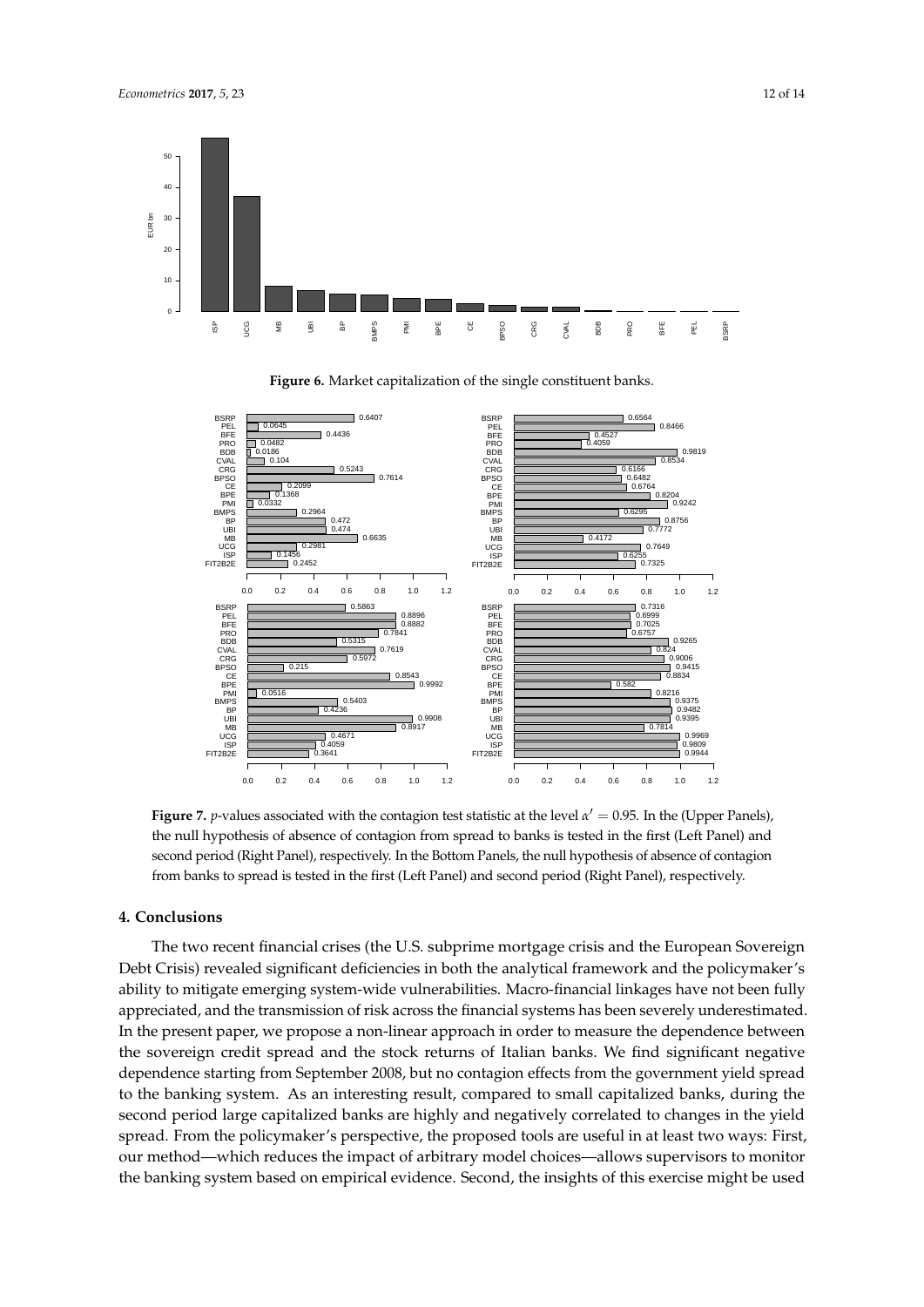**Figure 6.** Market capitalization of the single constituent banks.

**Figure 7.** *p*-values associated with the contagion test statistic at the level $\alpha' = 0.95$. In the (Upper Panels), the null hypothesis of absence of contagion from spread to banks is tested in the first (Left Panel) and second period (Right Panel), respectively. In the Bottom Panels, the null hypothesis of absence of contagion from banks to spread is tested in the first (Left Panel) and second period (Right Panel), respectively.

## 4. Conclusions

The two recent financial crises (the U.S. subprime mortgage crisis and the European Sovereign Debt Crisis) revealed significant deficiencies in both the analytical framework and the policymaker's ability to mitigate emerging system-wide vulnerabilities. Macro-financial linkages have not been fully appreciated, and the transmission of risk across the financial systems has been severely underestimated. In the present paper, we propose a non-linear approach in order to measure the dependence between the sovereign credit spread and the stock returns of Italian banks. We find significant negative dependence starting from September 2008, but no contagion effects from the government yield spread to the banking system. As an interesting result, compared to small capitalized banks, during the second period large capitalized banks are highly and negatively correlated to changes in the yield spread. From the policymaker's perspective, the proposed tools are useful in at least two ways: First, our method—which reduces the impact of arbitrary model choices—allows supervisors to monitor the banking system based on empirical evidence. Second, the insights of this exercise might be used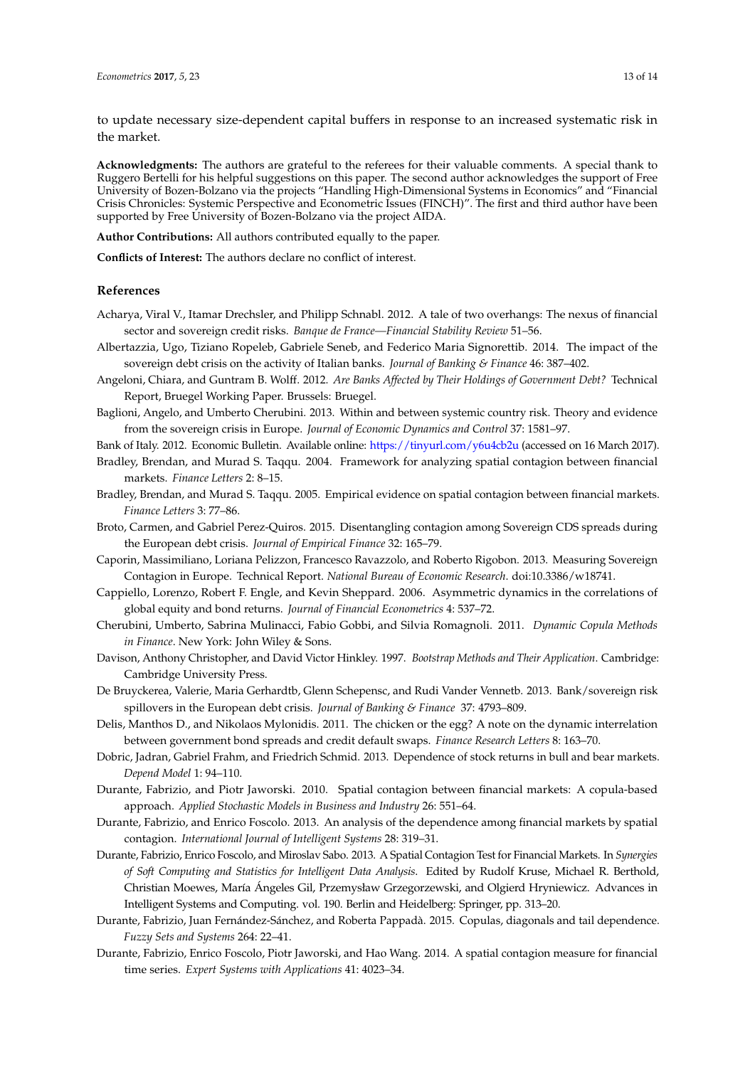to update necessary size-dependent capital buffers in response to an increased systematic risk in the market.

**Acknowledgments:** The authors are grateful to the referees for their valuable comments. A special thank to Ruggero Bertelli for his helpful suggestions on this paper. The second author acknowledges the support of Free University of Bozen-Bolzano via the projects "Handling High-Dimensional Systems in Economics" and "Financial Crisis Chronicles: Systemic Perspective and Econometric Issues (FINCH)". The first and third author have been supported by Free University of Bozen-Bolzano via the project AIDA.

**Author Contributions:** All authors contributed equally to the paper.

**Conflicts of Interest:** The authors declare no conflict of interest.

## References

Acharya, Viral V., Itamar Drechsler, and Philipp Schnabl. 2012. A tale of two overhangs: The nexus of financial sector and sovereign credit risks. *Banque de France—Financial Stability Review* 51–56.

Albertazzia, Ugo, Tiziano Ropeleb, Gabriele Seneb, and Federico Maria Signorettib. 2014. The impact of the sovereign debt crisis on the activity of Italian banks. *Journal of Banking & Finance* 46: 387–402.

Angeloni, Chiara, and Guntram B. Wolff. 2012. *Are Banks Affected by Their Holdings of Government Debt?* Technical Report, Bruegel Working Paper. Brussels: Bruegel.

Baglioni, Angelo, and Umberto Cherubini. 2013. Within and between systemic country risk. Theory and evidence from the sovereign crisis in Europe. *Journal of Economic Dynamics and Control* 37: 1581–97.

Bank of Italy. 2012. Economic Bulletin. Available online: https://tinyurl.com/y6u4cb2u (accessed on 16 March 2017).

Bradley, Brendan, and Murad S. Taqqu. 2004. Framework for analyzing spatial contagion between financial markets. *Finance Letters* 2: 8–15.

Bradley, Brendan, and Murad S. Taqqu. 2005. Empirical evidence on spatial contagion between financial markets. *Finance Letters* 3: 77–86.

Broto, Carmen, and Gabriel Perez-Quiros. 2015. Disentangling contagion among Sovereign CDS spreads during the European debt crisis. *Journal of Empirical Finance* 32: 165–79.

Caporin, Massimiliano, Loriana Pelizzon, Francesco Ravazzolo, and Roberto Rigobon. 2013. Measuring Sovereign Contagion in Europe. Technical Report. *National Bureau of Economic Research*. doi:10.3386/w18741.

Cappiello, Lorenzo, Robert F. Engle, and Kevin Sheppard. 2006. Asymmetric dynamics in the correlations of global equity and bond returns. *Journal of Financial Econometrics* 4: 537–72.

Cherubini, Umberto, Sabrina Mulinacci, Fabio Gobbi, and Silvia Romagnoli. 2011. *Dynamic Copula Methods in Finance*. New York: John Wiley & Sons.

Davison, Anthony Christopher, and David Victor Hinkley. 1997. *Bootstrap Methods and Their Application*. Cambridge: Cambridge University Press.

De Bruyckerea, Valerie, Maria Gerhardtb, Glenn Schepensc, and Rudi Vander Vennetb. 2013. Bank/sovereign risk spillovers in the European debt crisis. *Journal of Banking & Finance* 37: 4793–809.

Delis, Manthos D., and Nikolaos Mylonidis. 2011. The chicken or the egg? A note on the dynamic interrelation between government bond spreads and credit default swaps. *Finance Research Letters* 8: 163–70.

Dobric, Jadran, Gabriel Frahm, and Friedrich Schmid. 2013. Dependence of stock returns in bull and bear markets. *Depend Model* 1: 94–110.

Durante, Fabrizio, and Piotr Jaworski. 2010. Spatial contagion between financial markets: A copula-based approach. *Applied Stochastic Models in Business and Industry* 26: 551–64.

Durante, Fabrizio, and Enrico Foscolo. 2013. An analysis of the dependence among financial markets by spatial contagion. *International Journal of Intelligent Systems* 28: 319–31.

Durante, Fabrizio, Enrico Foscolo, and Miroslav Sabo. 2013. A Spatial Contagion Test for Financial Markets. In *Synergies of Soft Computing and Statistics for Intelligent Data Analysis*. Edited by Rudolf Kruse, Michael R. Berthold, Christian Moewes, María Ángeles Gil, Przemysław Grzegorzewski, and Olgierd Hryniewicz. Advances in Intelligent Systems and Computing. vol. 190. Berlin and Heidelberg: Springer, pp. 313–20.

Durante, Fabrizio, Juan Fernández-Sánchez, and Roberta Pappadà. 2015. Copulas, diagonals and tail dependence. *Fuzzy Sets and Systems* 264: 22–41.

Durante, Fabrizio, Enrico Foscolo, Piotr Jaworski, and Hao Wang. 2014. A spatial contagion measure for financial time series. *Expert Systems with Applications* 41: 4023–34.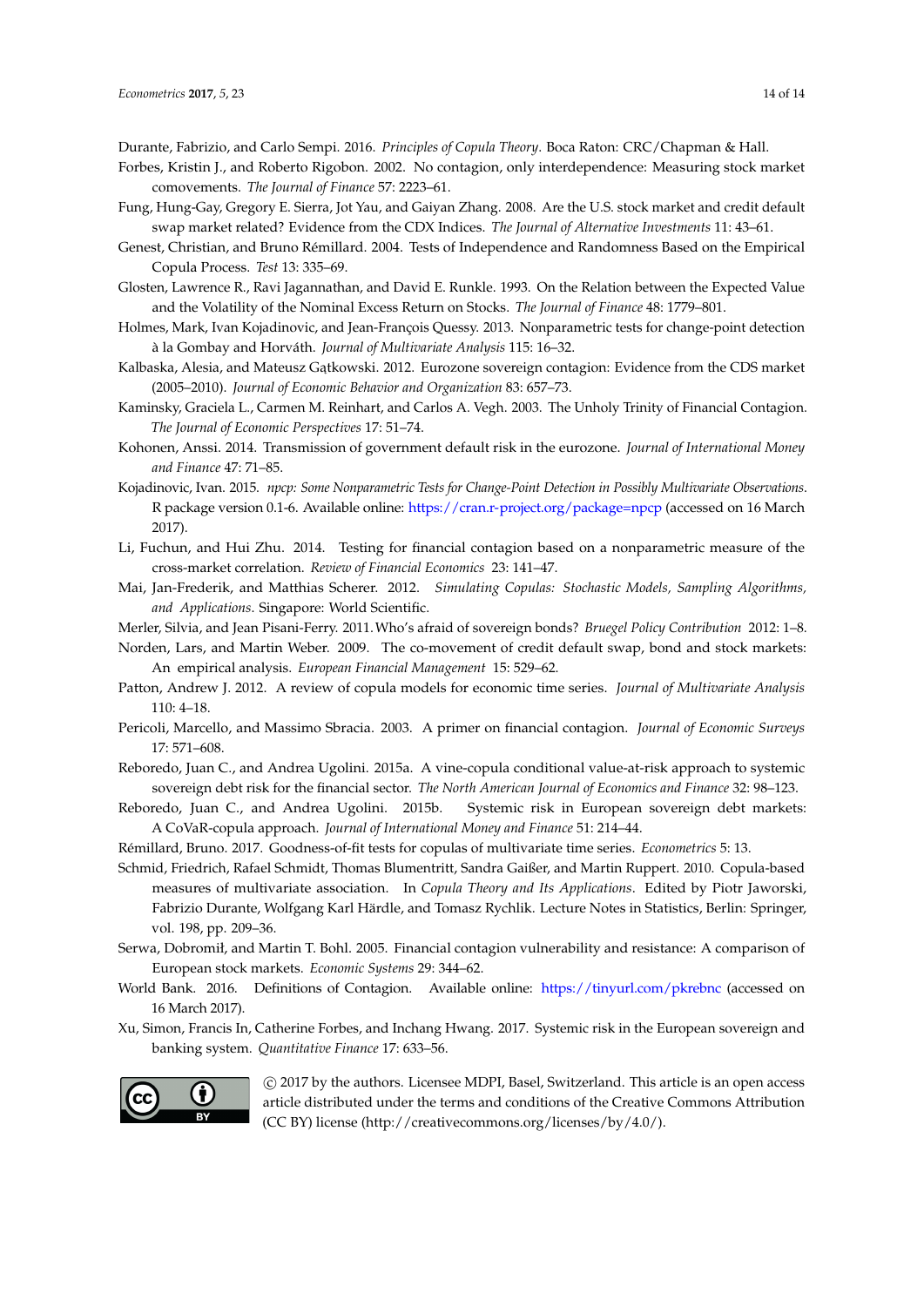Durante, Fabrizio, and Carlo Sempi. 2016. *Principles of Copula Theory*. Boca Raton: CRC/Chapman & Hall.

Forbes, Kristin J., and Roberto Rigobon. 2002. No contagion, only interdependence: Measuring stock market comovements. *The Journal of Finance* 57: 2223–61.

Fung, Hung-Gay, Gregory E. Sierra, Jot Yau, and Gaiyan Zhang. 2008. Are the U.S. stock market and credit default swap market related? Evidence from the CDX Indices. *The Journal of Alternative Investments* 11: 43–61.

Genest, Christian, and Bruno Rémillard. 2004. Tests of Independence and Randomness Based on the Empirical Copula Process. *Test* 13: 335–69.

Glosten, Lawrence R., Ravi Jagannathan, and David E. Runkle. 1993. On the Relation between the Expected Value and the Volatility of the Nominal Excess Return on Stocks. *The Journal of Finance* 48: 1779–801.

Holmes, Mark, Ivan Kojadinovic, and Jean-François Quessy. 2013. Nonparametric tests for change-point detection à la Gombay and Horváth. *Journal of Multivariate Analysis* 115: 16–32.

Kalbaska, Alesia, and Mateusz Gątkowski. 2012. Eurozone sovereign contagion: Evidence from the CDS market (2005–2010). *Journal of Economic Behavior and Organization* 83: 657–73.

Kaminsky, Graciela L., Carmen M. Reinhart, and Carlos A. Vegh. 2003. The Unholy Trinity of Financial Contagion. *The Journal of Economic Perspectives* 17: 51–74.

Kohonen, Anssi. 2014. Transmission of government default risk in the eurozone. *Journal of International Money and Finance* 47: 71–85.

Kojadinovic, Ivan. 2015. *npcp: Some Nonparametric Tests for Change-Point Detection in Possibly Multivariate Observations*. R package version 0.1-6. Available online: https://cran.r-project.org/package=npcp (accessed on 16 March 2017).

Li, Fuchun, and Hui Zhu. 2014. Testing for financial contagion based on a nonparametric measure of the cross-market correlation. *Review of Financial Economics* 23: 141–47.

Mai, Jan-Frederik, and Matthias Scherer. 2012. *Simulating Copulas: Stochastic Models, Sampling Algorithms, and Applications*. Singapore: World Scientific.

Merler, Silvia, and Jean Pisani-Ferry. 2011. Who's afraid of sovereign bonds? *Bruegel Policy Contribution* 2012: 1–8.

Norden, Lars, and Martin Weber. 2009. The co-movement of credit default swap, bond and stock markets: An empirical analysis. *European Financial Management* 15: 529–62.

Patton, Andrew J. 2012. A review of copula models for economic time series. *Journal of Multivariate Analysis* 110: 4–18.

Pericoli, Marcello, and Massimo Sbracia. 2003. A primer on financial contagion. *Journal of Economic Surveys* 17: 571–608.

Reboredo, Juan C., and Andrea Ugolini. 2015a. A vine-copula conditional value-at-risk approach to systemic sovereign debt risk for the financial sector. *The North American Journal of Economics and Finance* 32: 98–123.

Reboredo, Juan C., and Andrea Ugolini. 2015b. Systemic risk in European sovereign debt markets: A CoVaR-copula approach. *Journal of International Money and Finance* 51: 214–44.

Rémillard, Bruno. 2017. Goodness-of-fit tests for copulas of multivariate time series. *Econometrics* 5: 13.

Schmid, Friedrich, Rafael Schmidt, Thomas Blumentritt, Sandra Gaißer, and Martin Ruppert. 2010. Copula-based measures of multivariate association. In *Copula Theory and Its Applications*. Edited by Piotr Jaworski, Fabrizio Durante, Wolfgang Karl Härdle, and Tomasz Rychlik. Lecture Notes in Statistics, Berlin: Springer, vol. 198, pp. 209–36.

Serwa, Dobromił, and Martin T. Bohl. 2005. Financial contagion vulnerability and resistance: A comparison of European stock markets. *Economic Systems* 29: 344–62.

World Bank. 2016. Definitions of Contagion. Available online: https://tinyurl.com/pkrebnc (accessed on 16 March 2017).

Xu, Simon, Francis In, Catherine Forbes, and Inchang Hwang. 2017. Systemic risk in the European sovereign and banking system. *Quantitative Finance* 17: 633–56.

© 2017 by the authors. Licensee MDPI, Basel, Switzerland. This article is an open access article distributed under the terms and conditions of the Creative Commons Attribution (CC BY) license (http://creativecommons.org/licenses/by/4.0/).